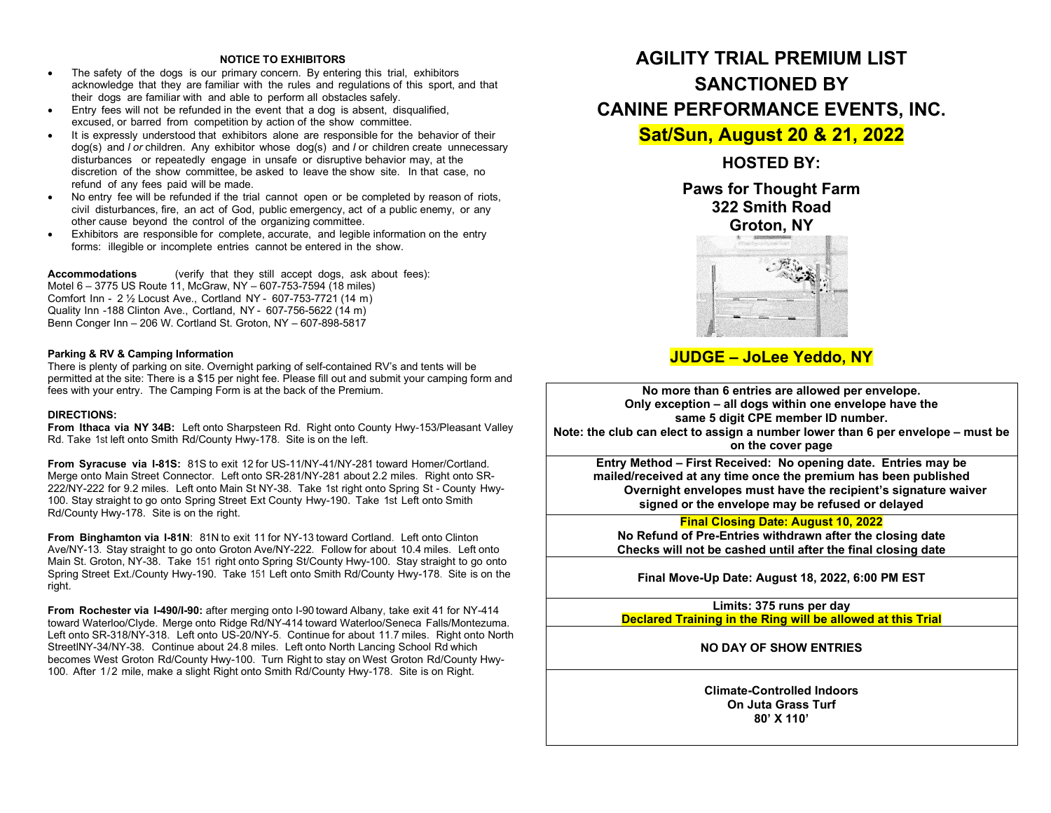# AGILITY TRIAL PREMIUM LIST

# SANCTIONED BY

# CANINE PERFORMANCE EVENTS, INC.

## Sat/Sun, August 20 & 21, 2022

### HOSTED BY:

**Paws for Thought Farm**
**322 Smith Road**
**Groton, NY**

## JUDGE – JoLee Yeddo, NY

| |
|---|
| **No more than 6 entries are allowed per envelope.**<br>**Only exception – all dogs within one envelope have the same 5 digit CPE member ID number.**<br>**Note: the club can elect to assign a number lower than 6 per envelope – must be on the cover page** |
| **Entry Method – First Received: No opening date. Entries may be mailed/received at any time once the premium has been published**<br>**Overnight envelopes must have the recipient's signature waiver signed or the envelope may be refused or delayed** |
| **Final Closing Date: August 10, 2022**<br>**No Refund of Pre-Entries withdrawn after the closing date**<br>**Checks will not be cashed until after the final closing date** |
| **Final Move-Up Date: August 18, 2022, 6:00 PM EST** |
| **Limits: 375 runs per day**<br>**Declared Training in the Ring will be allowed at this Trial** |
| **NO DAY OF SHOW ENTRIES** |
| **Climate-Controlled Indoors**<br>**On Juta Grass Turf**<br>**80' X 110'** |

**NOTICE TO EXHIBITORS**

- The safety of the dogs is our primary concern. By entering this trial, exhibitors acknowledge that they are familiar with the rules and regulations of this sport, and that their dogs are familiar with and able to perform all obstacles safely.
- Entry fees will not be refunded in the event that a dog is absent, disqualified, excused, or barred from competition by action of the show committee.
- It is expressly understood that exhibitors alone are responsible for the behavior of their dog(s) and */ or* children. Any exhibitor whose dog(s) and */* or children create unnecessary disturbances or repeatedly engage in unsafe or disruptive behavior may, at the discretion of the show committee, be asked to leave the show site. In that case, no refund of any fees paid will be made.
- No entry fee will be refunded if the trial cannot open or be completed by reason of riots, civil disturbances, fire, an act of God, public emergency, act of a public enemy, or any other cause beyond the control of the organizing committee.
- Exhibitors are responsible for complete, accurate, and legible information on the entry forms: illegible or incomplete entries cannot be entered in the show.

**Accommodations** (verify that they still accept dogs, ask about fees):
Motel 6 – 3775 US Route 11, McGraw, NY – 607-753-7594 (18 miles)
Comfort Inn - 2 ½ Locust Ave., Cortland NY - 607-753-7721 (14 m)
Quality Inn -188 Clinton Ave., Cortland, NY - 607-756-5622 (14 m)
Benn Conger Inn – 206 W. Cortland St. Groton, NY – 607-898-5817

**Parking & RV & Camping Information**
There is plenty of parking on site. Overnight parking of self-contained RV's and tents will be permitted at the site: There is a $15 per night fee. Please fill out and submit your camping form and fees with your entry. The Camping Form is at the back of the Premium.

**DIRECTIONS:**
**From Ithaca via NY 34B:** Left onto Sharpsteen Rd. Right onto County Hwy-153/Pleasant Valley Rd. Take 1st left onto Smith Rd/County Hwy-178. Site is on the left.

**From Syracuse via I-81S:** 81S to exit 12 for US-11/NY-41/NY-281 toward Homer/Cortland. Merge onto Main Street Connector. Left onto SR-281/NY-281 about 2.2 miles. Right onto SR-222/NY-222 for 9.2 miles. Left onto Main St NY-38. Take 1st right onto Spring St - County Hwy-100. Stay straight to go onto Spring Street Ext County Hwy-190. Take 1st Left onto Smith Rd/County Hwy-178. Site is on the right.

**From Binghamton via I-81N**: 81N to exit 11 for NY-13 toward Cortland. Left onto Clinton Ave/NY-13. Stay straight to go onto Groton Ave/NY-222. Follow for about 10.4 miles. Left onto Main St. Groton, NY-38. Take 151 right onto Spring St/County Hwy-100. Stay straight to go onto Spring Street Ext./County Hwy-190. Take 151 Left onto Smith Rd/County Hwy-178. Site is on the right.

**From Rochester via I-490/I-90:** after merging onto I-90 toward Albany, take exit 41 for NY-414 toward Waterloo/Clyde. Merge onto Ridge Rd/NY-414 toward Waterloo/Seneca Falls/Montezuma. Left onto SR-318/NY-318. Left onto US-20/NY-5. Continue for about 11.7 miles. Right onto North StreetlNY-34/NY-38. Continue about 24.8 miles. Left onto North Lancing School Rd which becomes West Groton Rd/County Hwy-100. Turn Right to stay on West Groton Rd/County Hwy-100. After 1/2 mile, make a slight Right onto Smith Rd/County Hwy-178. Site is on Right.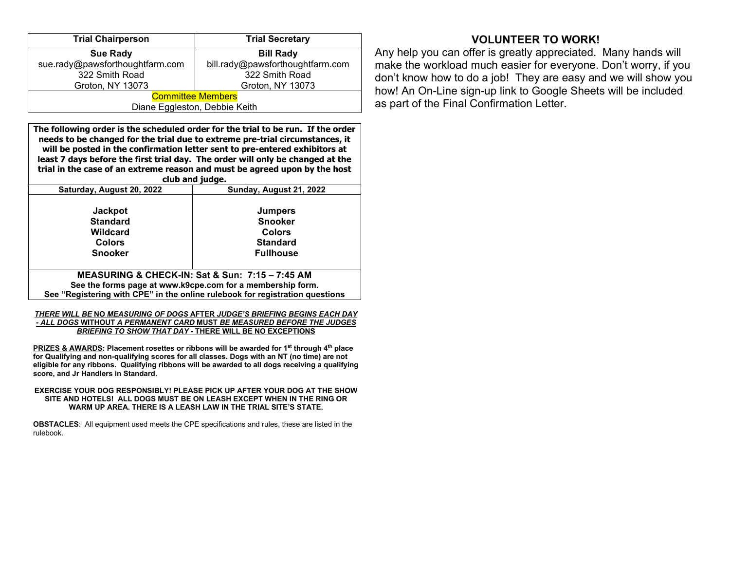| Trial Chairperson | Trial Secretary |
|---|---|
| **Sue Rady**<br>sue.rady@pawsforthoughtfarm.com<br>322 Smith Road<br>Groton, NY 13073 | **Bill Rady**<br>bill.rady@pawsforthoughtfarm.com<br>322 Smith Road<br>Groton, NY 13073 |
| Committee Members<br>Diane Eggleston, Debbie Keith | |

**The following order is the scheduled order for the trial to be run. If the order needs to be changed for the trial due to extreme pre-trial circumstances, it will be posted in the confirmation letter sent to pre-entered exhibitors at least 7 days before the first trial day. The order will only be changed at the trial in the case of an extreme reason and must be agreed upon by the host club and judge.**

| Saturday, August 20, 2022 | Sunday, August 21, 2022 |
|---|---|
| **Jackpot**<br>**Standard**<br>**Wildcard**<br>**Colors**<br>**Snooker** | **Jumpers**<br>**Snooker**<br>**Colors**<br>**Standard**<br>**Fullhouse** |

**MEASURING & CHECK-IN: Sat & Sun: 7:15 – 7:45 AM**

**See the forms page at www.k9cpe.com for a membership form.**

**See "Registering with CPE" in the online rulebook for registration questions**

***THERE WILL BE* NO *MEASURING OF DOGS* AFTER *JUDGE'S BRIEFING BEGINS EACH DAY - ALL DOGS* WITHOUT *A PERMANENT CARD* MUST *BE MEASURED BEFORE THE JUDGES BRIEFING TO SHOW THAT DAY* - THERE WILL BE NO EXCEPTIONS**

**PRIZES & AWARDS: Placement rosettes or ribbons will be awarded for 1st through 4th place for Qualifying and non-qualifying scores for all classes. Dogs with an NT (no time) are not eligible for any ribbons. Qualifying ribbons will be awarded to all dogs receiving a qualifying score, and Jr Handlers in Standard.**

**EXERCISE YOUR DOG RESPONSIBLY! PLEASE PICK UP AFTER YOUR DOG AT THE SHOW SITE AND HOTELS! ALL DOGS MUST BE ON LEASH EXCEPT WHEN IN THE RING OR WARM UP AREA. THERE IS A LEASH LAW IN THE TRIAL SITE'S STATE.**

**OBSTACLES**: All equipment used meets the CPE specifications and rules, these are listed in the rulebook.

## VOLUNTEER TO WORK!

Any help you can offer is greatly appreciated. Many hands will make the workload much easier for everyone. Don't worry, if you don't know how to do a job! They are easy and we will show you how! An On-Line sign-up link to Google Sheets will be included as part of the Final Confirmation Letter.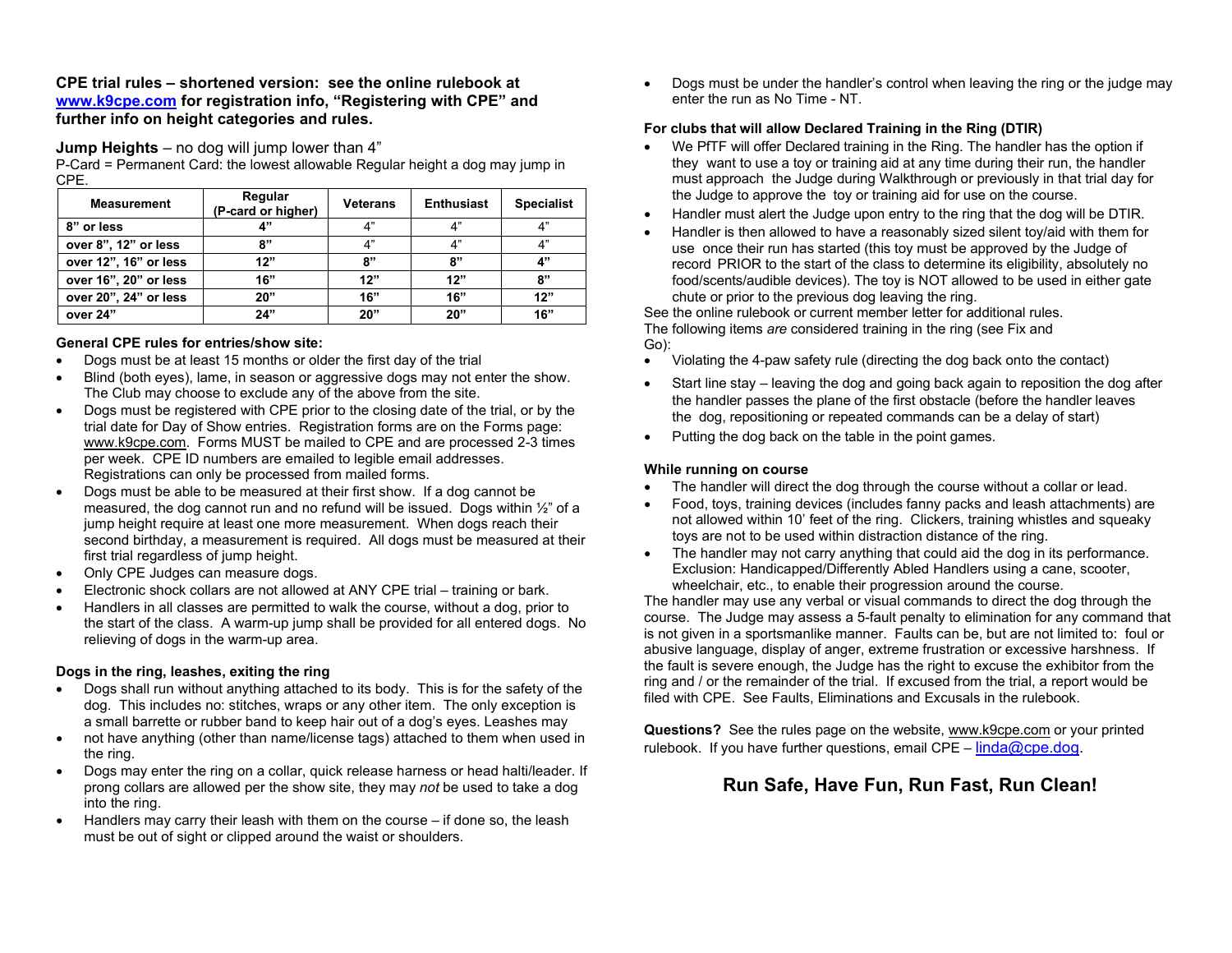**CPE trial rules – shortened version: see the online rulebook at [www.k9cpe.com](http://www.k9cpe.com) for registration info, "Registering with CPE" and further info on height categories and rules.**

**Jump Heights** – no dog will jump lower than 4"

P-Card = Permanent Card: the lowest allowable Regular height a dog may jump in CPE.

| Measurement | Regular (P-card or higher) | Veterans | Enthusiast | Specialist |
|---|---|---|---|---|
| **8" or less** | **4"** | 4" | 4" | 4" |
| **over 8", 12" or less** | **8"** | 4" | 4" | 4" |
| **over 12", 16" or less** | **12"** | **8"** | **8"** | **4"** |
| **over 16", 20" or less** | **16"** | **12"** | **12"** | **8"** |
| **over 20", 24" or less** | **20"** | **16"** | **16"** | **12"** |
| **over 24"** | **24"** | **20"** | **20"** | **16"** |

**General CPE rules for entries/show site:**

- Dogs must be at least 15 months or older the first day of the trial
- Blind (both eyes), lame, in season or aggressive dogs may not enter the show. The Club may choose to exclude any of the above from the site.
- Dogs must be registered with CPE prior to the closing date of the trial, or by the trial date for Day of Show entries. Registration forms are on the Forms page: www.k9cpe.com. Forms MUST be mailed to CPE and are processed 2-3 times per week. CPE ID numbers are emailed to legible email addresses. Registrations can only be processed from mailed forms.
- Dogs must be able to be measured at their first show. If a dog cannot be measured, the dog cannot run and no refund will be issued. Dogs within ½" of a jump height require at least one more measurement. When dogs reach their second birthday, a measurement is required. All dogs must be measured at their first trial regardless of jump height.
- Only CPE Judges can measure dogs.
- Electronic shock collars are not allowed at ANY CPE trial – training or bark.
- Handlers in all classes are permitted to walk the course, without a dog, prior to the start of the class. A warm-up jump shall be provided for all entered dogs. No relieving of dogs in the warm-up area.

**Dogs in the ring, leashes, exiting the ring**

- Dogs shall run without anything attached to its body. This is for the safety of the dog. This includes no: stitches, wraps or any other item. The only exception is a small barrette or rubber band to keep hair out of a dog's eyes. Leashes may
- not have anything (other than name/license tags) attached to them when used in the ring.
- Dogs may enter the ring on a collar, quick release harness or head halti/leader. If prong collars are allowed per the show site, they may *not* be used to take a dog into the ring.
- Handlers may carry their leash with them on the course – if done so, the leash must be out of sight or clipped around the waist or shoulders.
- Dogs must be under the handler's control when leaving the ring or the judge may enter the run as No Time - NT.

**For clubs that will allow Declared Training in the Ring (DTIR)**

- We PfTF will offer Declared training in the Ring. The handler has the option if they want to use a toy or training aid at any time during their run, the handler must approach the Judge during Walkthrough or previously in that trial day for the Judge to approve the toy or training aid for use on the course.
- Handler must alert the Judge upon entry to the ring that the dog will be DTIR.
- Handler is then allowed to have a reasonably sized silent toy/aid with them for use once their run has started (this toy must be approved by the Judge of record PRIOR to the start of the class to determine its eligibility, absolutely no food/scents/audible devices). The toy is NOT allowed to be used in either gate chute or prior to the previous dog leaving the ring.

See the online rulebook or current member letter for additional rules.

The following items *are* considered training in the ring (see Fix and Go):

- Violating the 4-paw safety rule (directing the dog back onto the contact)
- Start line stay – leaving the dog and going back again to reposition the dog after the handler passes the plane of the first obstacle (before the handler leaves the dog, repositioning or repeated commands can be a delay of start)
- Putting the dog back on the table in the point games.

**While running on course**

- The handler will direct the dog through the course without a collar or lead.
- Food, toys, training devices (includes fanny packs and leash attachments) are not allowed within 10' feet of the ring. Clickers, training whistles and squeaky toys are not to be used within distraction distance of the ring.
- The handler may not carry anything that could aid the dog in its performance. Exclusion: Handicapped/Differently Abled Handlers using a cane, scooter, wheelchair, etc., to enable their progression around the course.

The handler may use any verbal or visual commands to direct the dog through the course. The Judge may assess a 5-fault penalty to elimination for any command that is not given in a sportsmanlike manner. Faults can be, but are not limited to: foul or abusive language, display of anger, extreme frustration or excessive harshness. If the fault is severe enough, the Judge has the right to excuse the exhibitor from the ring and / or the remainder of the trial. If excused from the trial, a report would be filed with CPE. See Faults, Eliminations and Excusals in the rulebook.

**Questions?** See the rules page on the website, www.k9cpe.com or your printed rulebook. If you have further questions, email CPE – [linda@cpe.dog](mailto:linda@cpe.dog).

## Run Safe, Have Fun, Run Fast, Run Clean!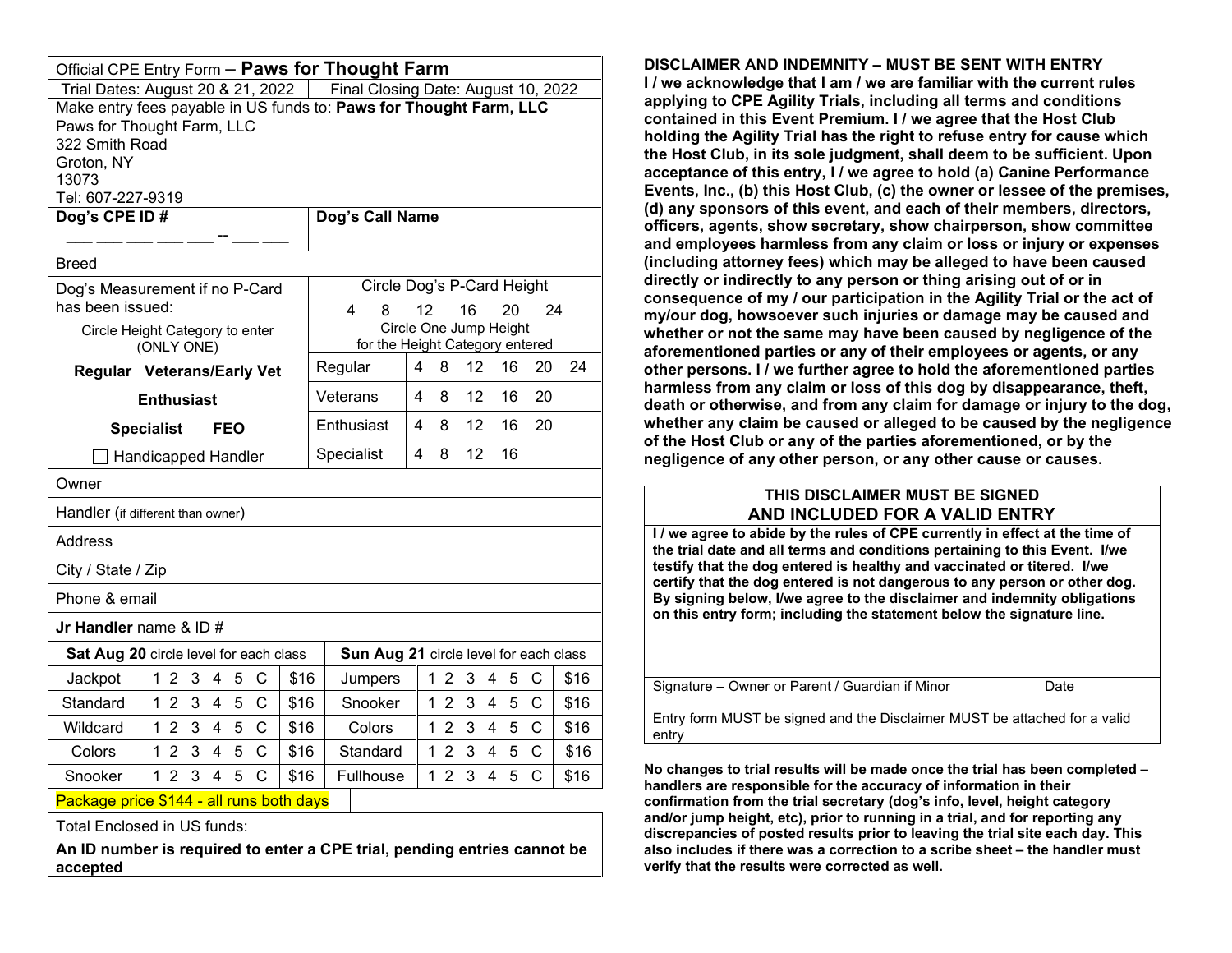Official CPE Entry Form – **Paws for Thought Farm**

| Trial Dates: August 20 & 21, 2022 | Final Closing Date: August 10, 2022 |
|---|---|

Make entry fees payable in US funds to: **Paws for Thought Farm, LLC**

Paws for Thought Farm, LLC
322 Smith Road
Groton, NY
13073
Tel: 607-227-9319

| **Dog's CPE ID #** ___ ___ ___ ___ ___ -- ___ ___ | **Dog's Call Name** |
|---|---|
| Breed | |
| Dog's Measurement if no P-Card has been issued: | Circle Dog's P-Card Height: 4 8 12 16 20 24 |

| Circle Height Category to enter (ONLY ONE) | Circle One Jump Height for the Height Category entered | |
|---|---|---|
| **Regular Veterans/Early Vet** | Regular | 4 8 12 16 20 24 |
| **Enthusiast** | Veterans | 4 8 12 16 20 |
| **Specialist FEO** | Enthusiast | 4 8 12 16 20 |
| ☐ Handicapped Handler | Specialist | 4 8 12 16 |

Owner

Handler (if different than owner)

Address

City / State / Zip

Phone & email

**Jr Handler** name & ID #

| **Sat Aug 20** circle level for each class | | | **Sun Aug 21** circle level for each class | | |
|---|---|---|---|---|---|
| Jackpot | 1 2 3 4 5 C | $16 | Jumpers | 1 2 3 4 5 C | $16 |
| Standard | 1 2 3 4 5 C | $16 | Snooker | 1 2 3 4 5 C | $16 |
| Wildcard | 1 2 3 4 5 C | $16 | Colors | 1 2 3 4 5 C | $16 |
| Colors | 1 2 3 4 5 C | $16 | Standard | 1 2 3 4 5 C | $16 |
| Snooker | 1 2 3 4 5 C | $16 | Fullhouse | 1 2 3 4 5 C | $16 |

Package price $144 - all runs both days

Total Enclosed in US funds:

**An ID number is required to enter a CPE trial, pending entries cannot be accepted**

**DISCLAIMER AND INDEMNITY – MUST BE SENT WITH ENTRY**

**I / we acknowledge that I am / we are familiar with the current rules applying to CPE Agility Trials, including all terms and conditions contained in this Event Premium. I / we agree that the Host Club holding the Agility Trial has the right to refuse entry for cause which the Host Club, in its sole judgment, shall deem to be sufficient. Upon acceptance of this entry, I / we agree to hold (a) Canine Performance Events, Inc., (b) this Host Club, (c) the owner or lessee of the premises, (d) any sponsors of this event, and each of their members, directors, officers, agents, show secretary, show chairperson, show committee and employees harmless from any claim or loss or injury or expenses (including attorney fees) which may be alleged to have been caused directly or indirectly to any person or thing arising out of or in consequence of my / our participation in the Agility Trial or the act of my/our dog, howsoever such injuries or damage may be caused and whether or not the same may have been caused by negligence of the aforementioned parties or any of their employees or agents, or any other persons. I / we further agree to hold the aforementioned parties harmless from any claim or loss of this dog by disappearance, theft, death or otherwise, and from any claim for damage or injury to the dog, whether any claim be caused or alleged to be caused by the negligence of the Host Club or any of the parties aforementioned, or by the negligence of any other person, or any other cause or causes.**

**THIS DISCLAIMER MUST BE SIGNED AND INCLUDED FOR A VALID ENTRY**

**I / we agree to abide by the rules of CPE currently in effect at the time of the trial date and all terms and conditions pertaining to this Event. I/we testify that the dog entered is healthy and vaccinated or titered. I/we certify that the dog entered is not dangerous to any person or other dog. By signing below, I/we agree to the disclaimer and indemnity obligations on this entry form; including the statement below the signature line.**

Signature – Owner or Parent / Guardian if Minor     Date

Entry form MUST be signed and the Disclaimer MUST be attached for a valid entry

**No changes to trial results will be made once the trial has been completed – handlers are responsible for the accuracy of information in their confirmation from the trial secretary (dog's info, level, height category and/or jump height, etc), prior to running in a trial, and for reporting any discrepancies of posted results prior to leaving the trial site each day. This also includes if there was a correction to a scribe sheet – the handler must verify that the results were corrected as well.**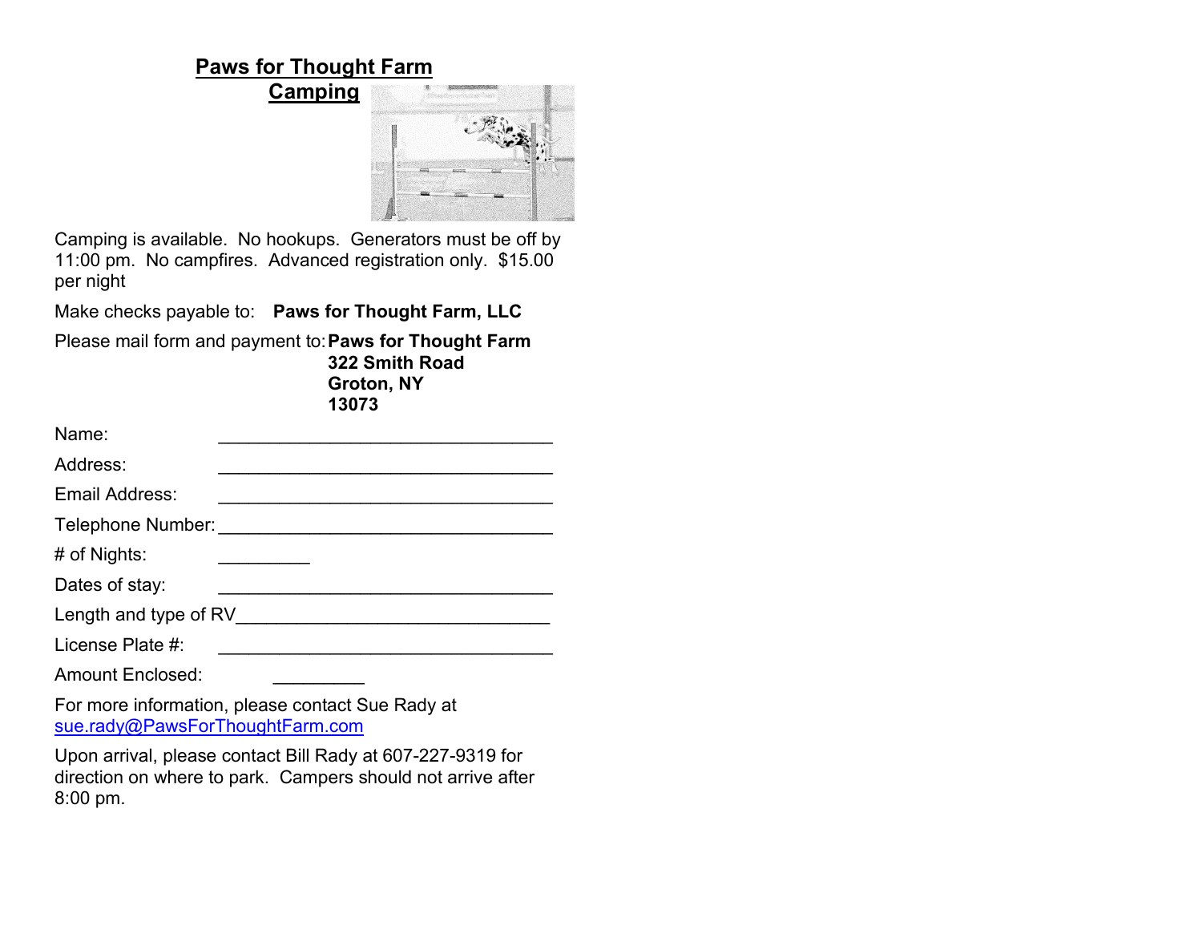# Paws for Thought Farm
## Camping

Camping is available. No hookups. Generators must be off by 11:00 pm. No campfires. Advanced registration only. $15.00 per night

Make checks payable to: **Paws for Thought Farm, LLC**

Please mail form and payment to: **Paws for Thought Farm**
**322 Smith Road**
**Groton, NY**
**13073**

Name: ___________________________________

Address: ___________________________________

Email Address: ___________________________________

Telephone Number: ___________________________________

# of Nights: _________

Dates of stay: ___________________________________

Length and type of RV ________________________________

License Plate #: ___________________________________

Amount Enclosed: _________

For more information, please contact Sue Rady at sue.rady@PawsForThoughtFarm.com

Upon arrival, please contact Bill Rady at 607-227-9319 for direction on where to park. Campers should not arrive after 8:00 pm.